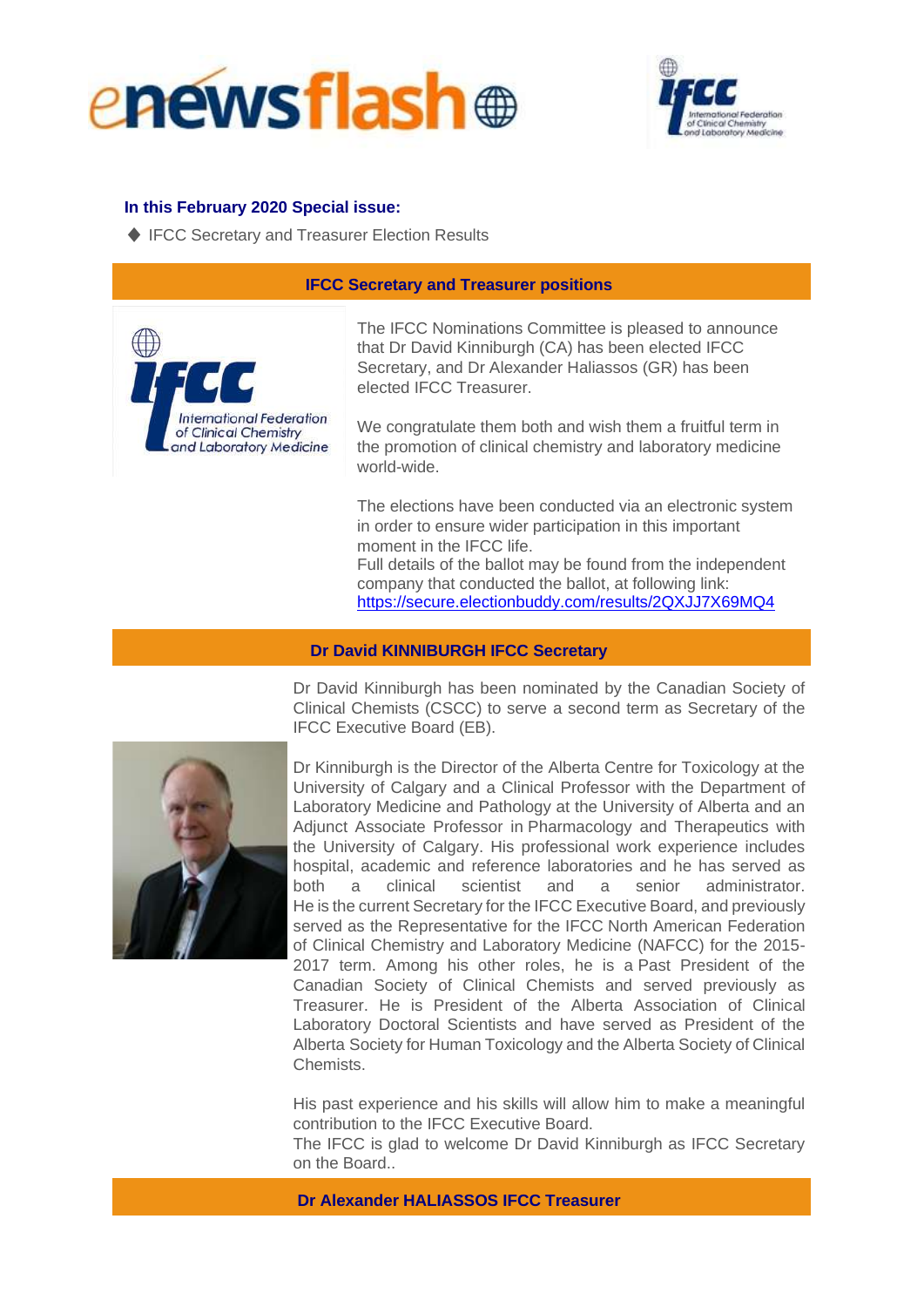# enewsflash

**In this February 2020 Special issue:**

- IFCC Secretary and Treasurer Election Results

## IFCC Secretary and Treasurer positions

The IFCC Nominations Committee is pleased to announce that Dr David Kinniburgh (CA) has been elected IFCC Secretary, and Dr Alexander Haliassos (GR) has been elected IFCC Treasurer.

We congratulate them both and wish them a fruitful term in the promotion of clinical chemistry and laboratory medicine world-wide.

The elections have been conducted via an electronic system in order to ensure wider participation in this important moment in the IFCC life.
Full details of the ballot may be found from the independent company that conducted the ballot, at following link:
https://secure.electionbuddy.com/results/2QXJJ7X69MQ4

## Dr David KINNIBURGH IFCC Secretary

Dr David Kinniburgh has been nominated by the Canadian Society of Clinical Chemists (CSCC) to serve a second term as Secretary of the IFCC Executive Board (EB).

Dr Kinniburgh is the Director of the Alberta Centre for Toxicology at the University of Calgary and a Clinical Professor with the Department of Laboratory Medicine and Pathology at the University of Alberta and an Adjunct Associate Professor in Pharmacology and Therapeutics with the University of Calgary. His professional work experience includes hospital, academic and reference laboratories and he has served as both a clinical scientist and a senior administrator. He is the current Secretary for the IFCC Executive Board, and previously served as the Representative for the IFCC North American Federation of Clinical Chemistry and Laboratory Medicine (NAFCC) for the 2015-2017 term. Among his other roles, he is a Past President of the Canadian Society of Clinical Chemists and served previously as Treasurer. He is President of the Alberta Association of Clinical Laboratory Doctoral Scientists and have served as President of the Alberta Society for Human Toxicology and the Alberta Society of Clinical Chemists.

His past experience and his skills will allow him to make a meaningful contribution to the IFCC Executive Board.
The IFCC is glad to welcome Dr David Kinniburgh as IFCC Secretary on the Board..

## Dr Alexander HALIASSOS IFCC Treasurer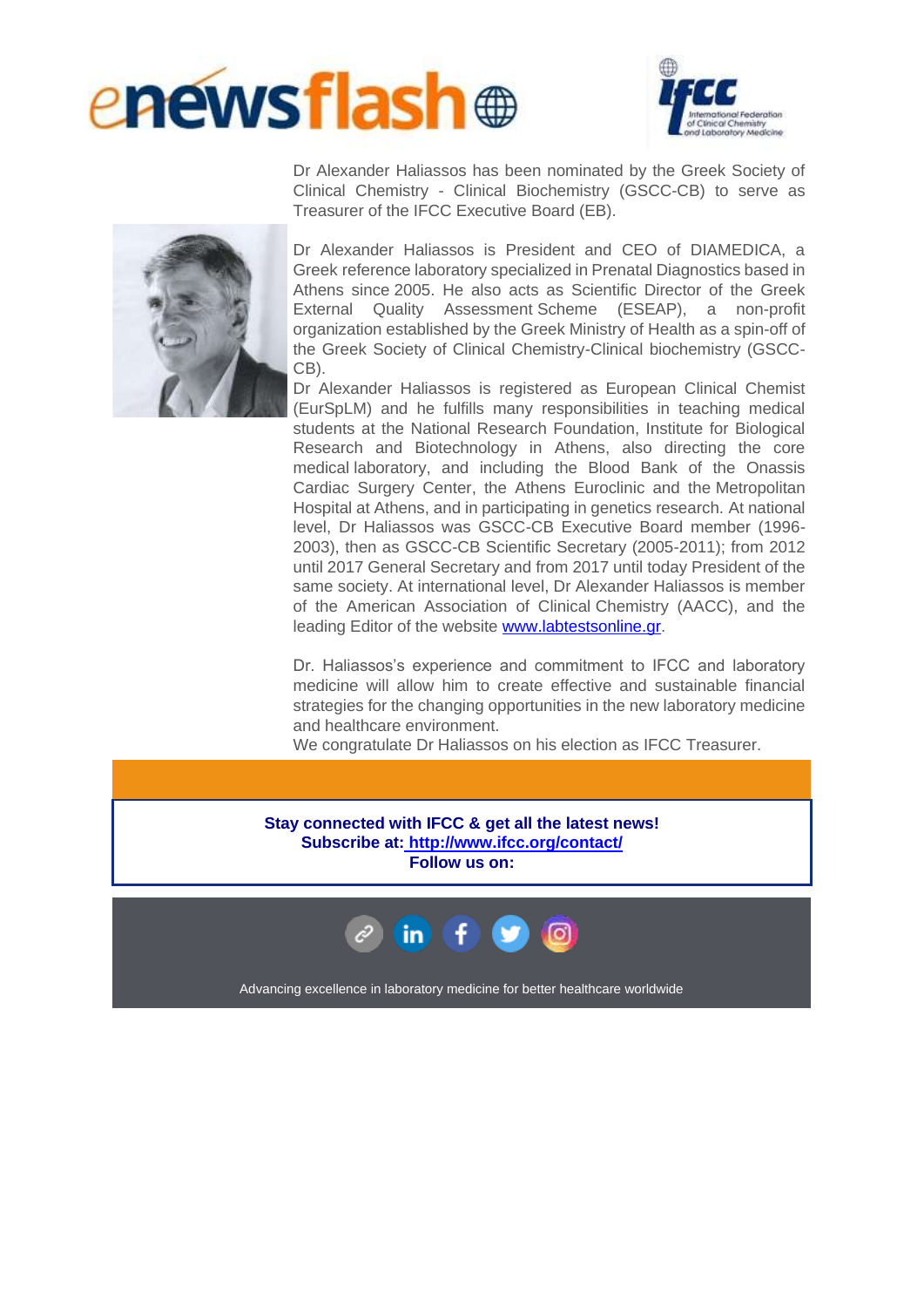Dr Alexander Haliassos has been nominated by the Greek Society of Clinical Chemistry - Clinical Biochemistry (GSCC-CB) to serve as Treasurer of the IFCC Executive Board (EB).

Dr Alexander Haliassos is President and CEO of DIAMEDICA, a Greek reference laboratory specialized in Prenatal Diagnostics based in Athens since 2005. He also acts as Scientific Director of the Greek External Quality Assessment Scheme (ESEAP), a non-profit organization established by the Greek Ministry of Health as a spin-off of the Greek Society of Clinical Chemistry-Clinical biochemistry (GSCC-CB).

Dr Alexander Haliassos is registered as European Clinical Chemist (EurSpLM) and he fulfills many responsibilities in teaching medical students at the National Research Foundation, Institute for Biological Research and Biotechnology in Athens, also directing the core medical laboratory, and including the Blood Bank of the Onassis Cardiac Surgery Center, the Athens Euroclinic and the Metropolitan Hospital at Athens, and in participating in genetics research. At national level, Dr Haliassos was GSCC-CB Executive Board member (1996-2003), then as GSCC-CB Scientific Secretary (2005-2011); from 2012 until 2017 General Secretary and from 2017 until today President of the same society. At international level, Dr Alexander Haliassos is member of the American Association of Clinical Chemistry (AACC), and the leading Editor of the website [www.labtestsonline.gr](http://www.labtestsonline.gr).

Dr. Haliassos's experience and commitment to IFCC and laboratory medicine will allow him to create effective and sustainable financial strategies for the changing opportunities in the new laboratory medicine and healthcare environment.

We congratulate Dr Haliassos on his election as IFCC Treasurer.

**Stay connected with IFCC & get all the latest news!**
**Subscribe at: [http://www.ifcc.org/contact/](http://www.ifcc.org/contact/)**
**Follow us on:**

Advancing excellence in laboratory medicine for better healthcare worldwide